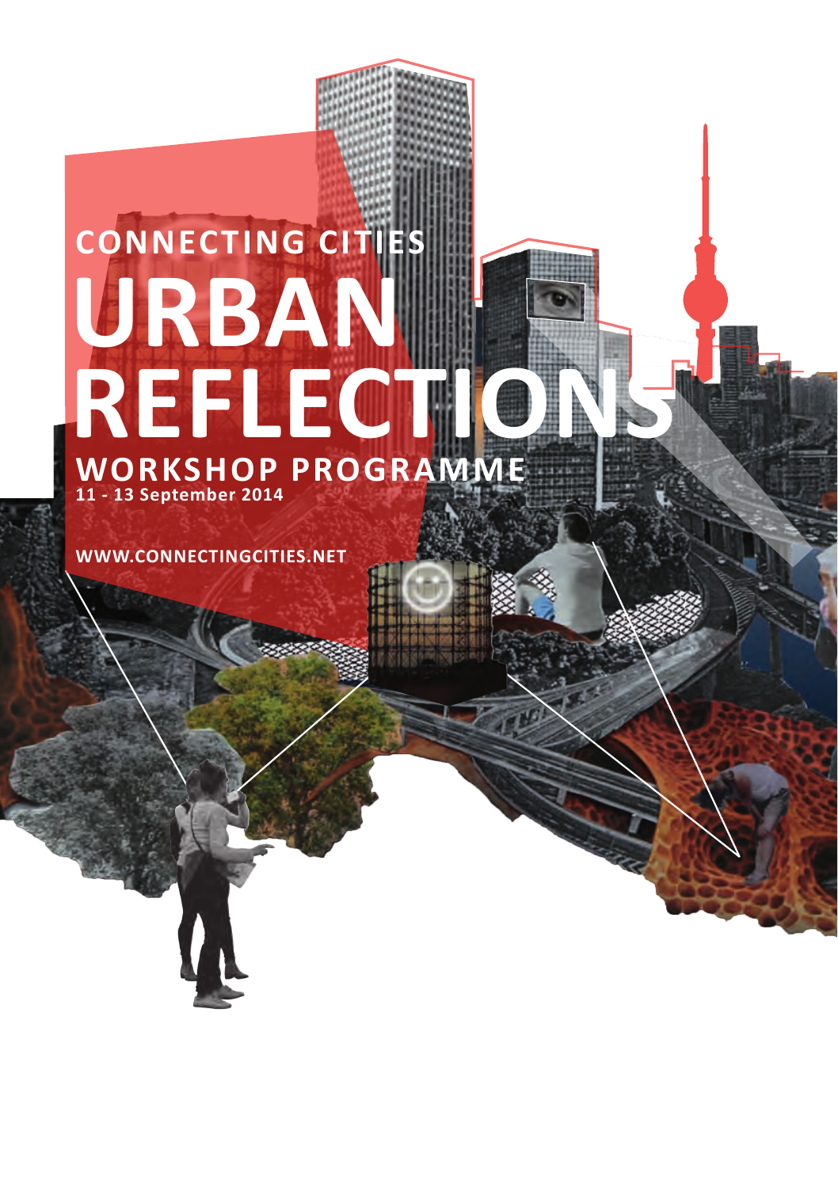CONNECTING CITIES

# URBAN REFLECTIONS

## WORKSHOP PROGRAMME

**11 - 13 September 2014**

**WWW.CONNECTINGCITIES.NET**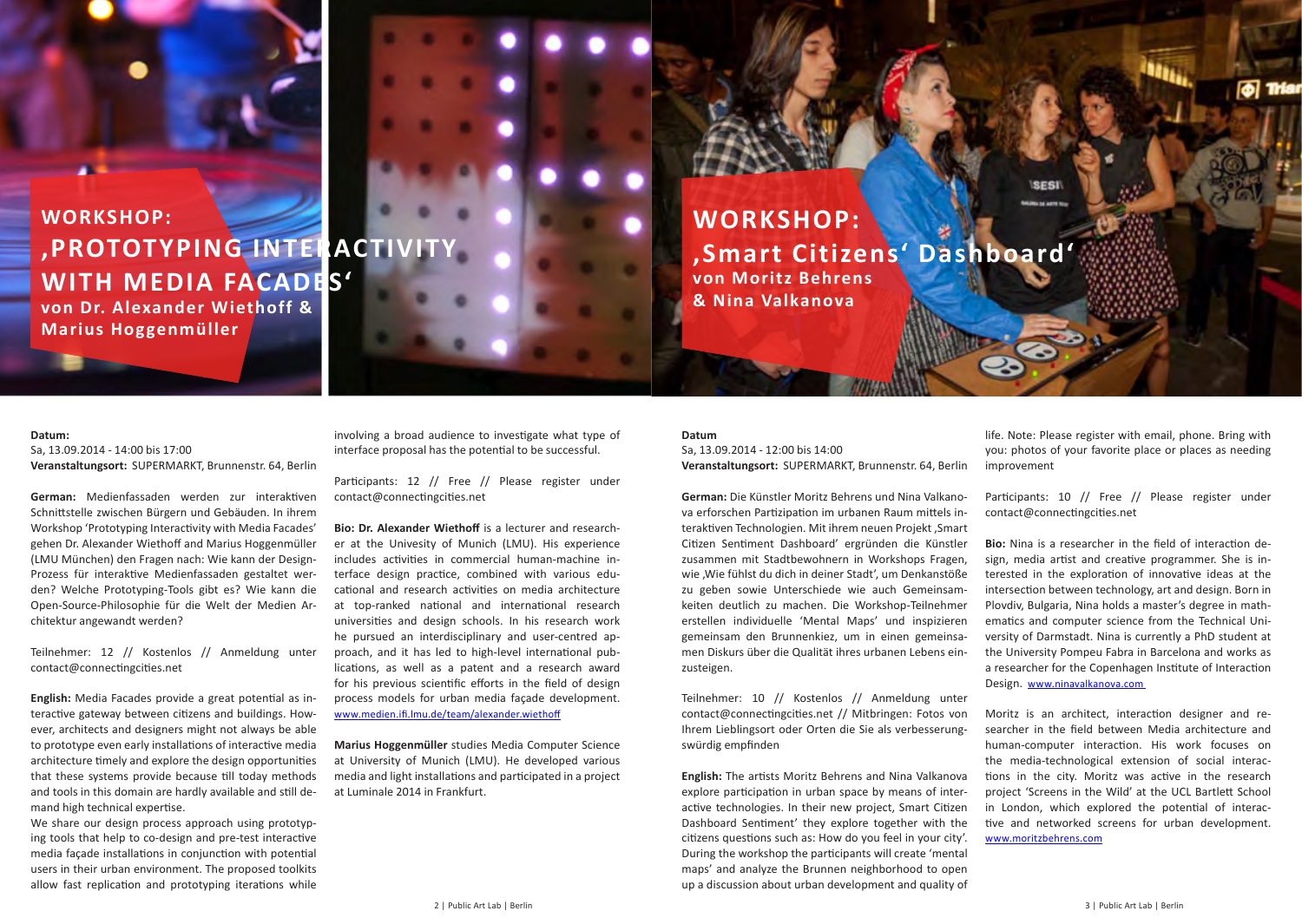## WORKSHOP: ‚PROTOTYPING INTERACTIVITY WITH MEDIA FACADES‘

**von Dr. Alexander Wiethoff & Marius Hoggenmüller**

**Datum:**
Sa, 13.09.2014 - 14:00 bis 17:00
**Veranstaltungsort:** SUPERMARKT, Brunnenstr. 64, Berlin

**German:** Medienfassaden werden zur interaktiven Schnittstelle zwischen Bürgern und Gebäuden. In ihrem Workshop 'Prototyping Interactivity with Media Facades' gehen Dr. Alexander Wiethoff und Marius Hoggenmüller (LMU München) den Fragen nach: Wie kann der Design-Prozess für interaktive Medienfassaden gestaltet werden? Welche Prototyping-Tools gibt es? Wie kann die Open-Source-Philosophie für die Welt der Medien Architektur angewandt werden?

Teilnehmer: 12 // Kostenlos // Anmeldung unter contact@connectingcities.net

**English:** Media Facades provide a great potential as interactive gateway between citizens and buildings. However, architects and designers might not always be able to prototype even early installations of interactive media architecture timely and explore the design opportunities that these systems provide because till today methods and tools in this domain are hardly available and still demand high technical expertise.
We share our design process approach using prototyping tools that help to co-design and pre-test interactive media façade installations in conjunction with potential users in their urban environment. The proposed toolkits allow fast replication and prototyping iterations while involving a broad audience to investigate what type of interface proposal has the potential to be successful.

Participants: 12 // Free // Please register under contact@connectingcities.net

**Bio: Dr. Alexander Wiethoff** is a lecturer and researcher at the Univesity of Munich (LMU). His experience includes activities in commercial human-machine interface design practice, combined with various educational and research activities on media architecture at top-ranked national and international research universities and design schools. In his research work he pursued an interdisciplinary and user-centred approach, and it has led to high-level international publications, as well as a patent and a research award for his previous scientific efforts in the field of design process models for urban media façade development. www.medien.ifi.lmu.de/team/alexander.wiethoff

**Marius Hoggenmüller** studies Media Computer Science at University of Munich (LMU). He developed various media and light installations and participated in a project at Luminale 2014 in Frankfurt.

## WORKSHOP: ‚Smart Citizens‘ Dashboard‘

**von Moritz Behrens & Nina Valkanova**

**Datum**
Sa, 13.09.2014 - 12:00 bis 14:00
**Veranstaltungsort:** SUPERMARKT, Brunnenstr. 64, Berlin

**German:** Die Künstler Moritz Behrens und Nina Valkanova erforschen Partizipation im urbanen Raum mittels interaktiven Technologien. Mit ihrem neuen Projekt ‚Smart Citizen Sentiment Dashboard' ergründen die Künstler zusammen mit Stadtbewohnern in Workshops Fragen, wie ‚Wie fühlst du dich in deiner Stadt', um Denkanstöße zu geben sowie Unterschiede wie auch Gemeinsamkeiten deutlich zu machen. Die Workshop-Teilnehmer erstellen individuelle 'Mental Maps' und inspizieren gemeinsam den Brunnenkiez, um in einen gemeinsamen Diskurs über die Qualität ihres urbanen Lebens einzusteigen.

Teilnehmer: 10 // Kostenlos // Anmeldung unter contact@connectingcities.net // Mitbringen: Fotos von Ihrem Lieblingsort oder Orten die Sie als verbesserungswürdig empfinden

**English:** The artists Moritz Behrens and Nina Valkanova explore participation in urban space by means of interactive technologies. In their new project, Smart Citizen Dashboard Sentiment' they explore together with the citizens questions such as: How do you feel in your city'. During the workshop the participants will create 'mental maps' and analyze the Brunnen neighborhood to open up a discussion about urban development and quality of life. Note: Please register with email, phone. Bring with you: photos of your favorite place or places as needing improvement

Participants: 10 // Free // Please register under contact@connectingcities.net

**Bio:** Nina is a researcher in the field of interaction design, media artist and creative programmer. She is interested in the exploration of innovative ideas at the intersection between technology, art and design. Born in Plovdiv, Bulgaria, Nina holds a master's degree in mathematics and computer science from the Technical University of Darmstadt. Nina is currently a PhD student at the University Pompeu Fabra in Barcelona and works as a researcher for the Copenhagen Institute of Interaction Design. www.ninavalkanova.com

Moritz is an architect, interaction designer and researcher in the field between Media architecture and human-computer interaction. His work focuses on the media-technological extension of social interactions in the city. Moritz was active in the research project 'Screens in the Wild' at the UCL Bartlett School in London, which explored the potential of interactive and networked screens for urban development. www.moritzbehrens.com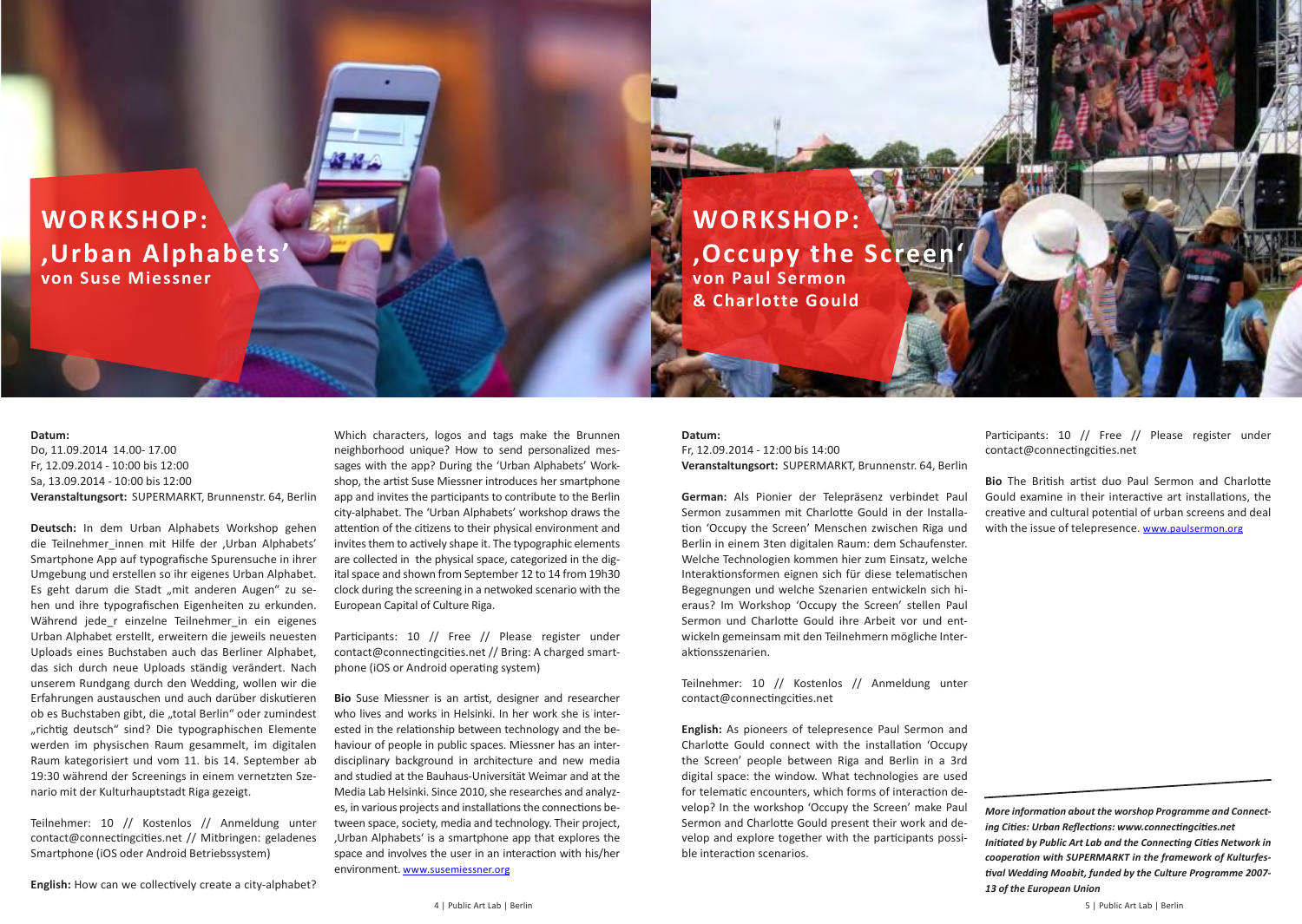# WORKSHOP: ‚Urban Alphabets'

**von Suse Miessner**

**Datum:**
Do, 11.09.2014 14.00- 17.00
Fr, 12.09.2014 - 10:00 bis 12:00
Sa, 13.09.2014 - 10:00 bis 12:00
**Veranstaltungsort:** SUPERMARKT, Brunnenstr. 64, Berlin

**Deutsch:** In dem Urban Alphabets Workshop gehen die Teilnehmer_innen mit Hilfe der ‚Urban Alphabets' Smartphone App auf typografische Spurensuche in ihrer Umgebung und erstellen so ihr eigenes Urban Alphabet. Es geht darum die Stadt „mit anderen Augen" zu sehen und ihre typografischen Eigenheiten zu erkunden. Während jede_r einzelne Teilnehmer_in ein eigenes Urban Alphabet erstellt, erweitern die jeweils neuesten Uploads eines Buchstaben auch das Berliner Alphabet, das sich durch neue Uploads ständig verändert. Nach unserem Rundgang durch den Wedding, wollen wir die Erfahrungen austauschen und auch darüber diskutieren ob es Buchstaben gibt, die „total Berlin" oder zumindest „richtig deutsch" sind? Die typographischen Elemente werden im physischen Raum gesammelt, im digitalen Raum kategorisiert und vom 11. bis 14. September ab 19:30 während der Screenings in einem vernetzten Szenario mit der Kulturhauptstadt Riga gezeigt.

Teilnehmer: 10 // Kostenlos // Anmeldung unter contact@connectingcities.net // Mitbringen: geladenes Smartphone (iOS oder Android Betriebssystem)

**English:** How can we collectively create a city-alphabet? Which characters, logos and tags make the Brunnen neighborhood unique? How to send personalized messages with the app? During the 'Urban Alphabets' Workshop, the artist Suse Miessner introduces her smartphone app and invites the participants to contribute to the Berlin city-alphabet. The 'Urban Alphabets' workshop draws the attention of the citizens to their physical environment and invites them to actively shape it. The typographic elements are collected in the physical space, categorized in the digital space and shown from September 12 to 14 from 19h30 clock during the screening in a netwoked scenario with the European Capital of Culture Riga.

Participants: 10 // Free // Please register under contact@connectingcities.net // Bring: A charged smartphone (iOS or Android operating system)

**Bio** Suse Miessner is an artist, designer and researcher who lives and works in Helsinki. In her work she is interested in the relationship between technology and the behaviour of people in public spaces. Miessner has an interdisciplinary background in architecture and new media and studied at the Bauhaus-Universität Weimar and at the Media Lab Helsinki. Since 2010, she researches and analyzes, in various projects and installations the connections between space, society, media and technology. Their project, ‚Urban Alphabets' is a smartphone app that explores the space and involves the user in an interaction with his/her environment. www.susemiessner.org

# WORKSHOP: ‚Occupy the Screen'

**von Paul Sermon & Charlotte Gould**

**Datum:**
Fr, 12.09.2014 - 12:00 bis 14:00
**Veranstaltungsort:** SUPERMARKT, Brunnenstr. 64, Berlin

**German:** Als Pionier der Telepräsenz verbindet Paul Sermon zusammen mit Charlotte Gould in der Installation 'Occupy the Screen' Menschen zwischen Riga und Berlin in einem 3ten digitalen Raum: dem Schaufenster. Welche Technologien kommen hier zum Einsatz, welche Interaktionsformen eignen sich für diese telematischen Begegnungen und welche Szenarien entwickeln sich hieraus? Im Workshop 'Occupy the Screen' stellen Paul Sermon und Charlotte Gould ihre Arbeit vor und entwickeln gemeinsam mit den Teilnehmern mögliche Interaktionsszenarien.

Teilnehmer: 10 // Kostenlos // Anmeldung unter contact@connectingcities.net

**English:** As pioneers of telepresence Paul Sermon and Charlotte Gould connect with the installation 'Occupy the Screen' people between Riga and Berlin in a 3rd digital space: the window. What technologies are used for telematic encounters, which forms of interaction develop? In the workshop 'Occupy the Screen' make Paul Sermon and Charlotte Gould present their work and develop and explore together with the participants possible interaction scenarios.

Participants: 10 // Free // Please register under contact@connectingcities.net

**Bio** The British artist duo Paul Sermon and Charlotte Gould examine in their interactive art installations, the creative and cultural potential of urban screens and deal with the issue of telepresence. www.paulsermon.org

***More information about the worshop Programme and Connecting Cities: Urban Reflections: www.connectingcities.net***
***Initiated by Public Art Lab and the Connecting Cities Network in cooperation with SUPERMARKT in the framework of Kulturfestival Wedding Moabit, funded by the Culture Programme 2007-13 of the European Union***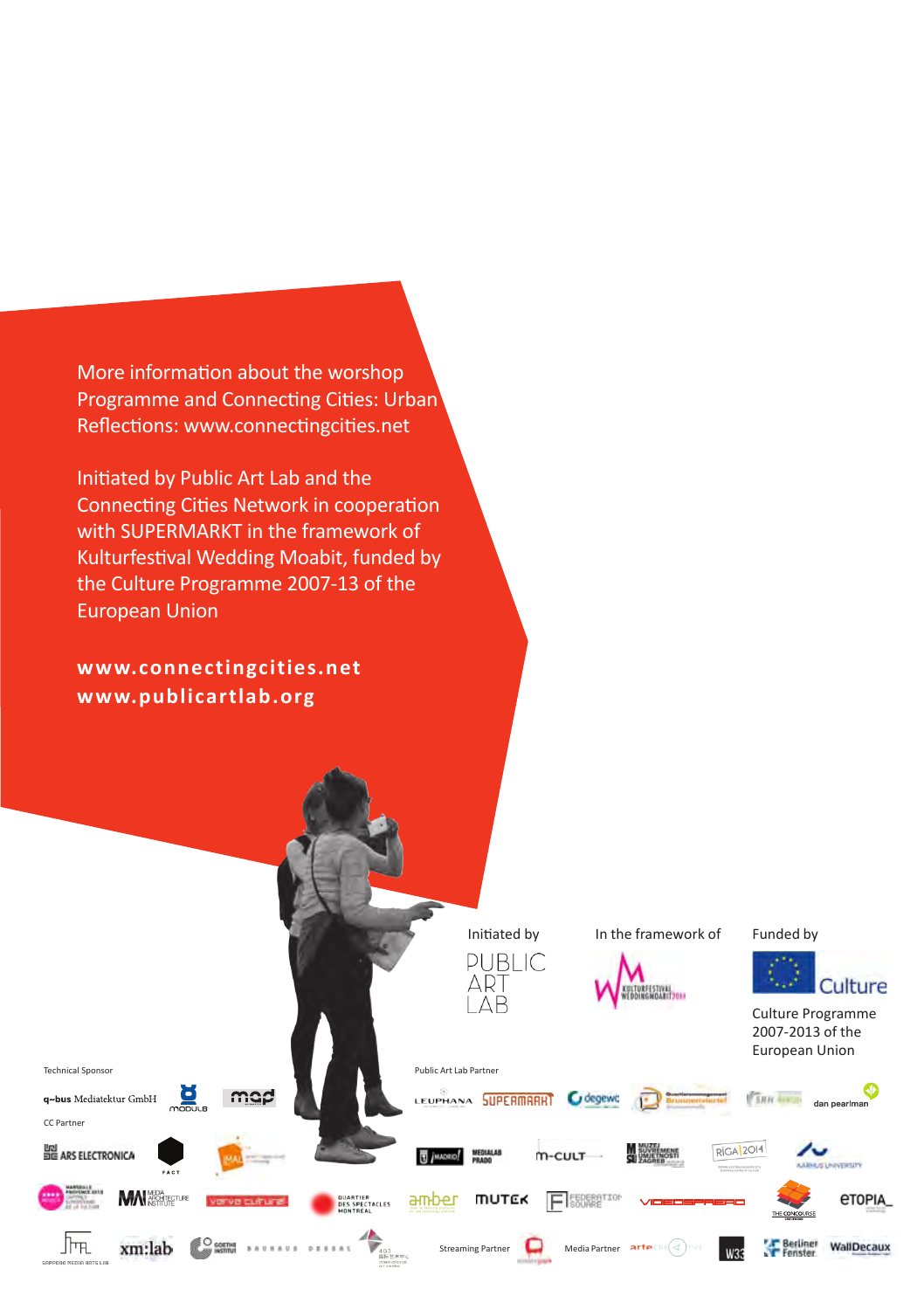More information about the worshop Programme and Connecting Cities: Urban Reflections: www.connectingcities.net

Initiated by Public Art Lab and the Connecting Cities Network in cooperation with SUPERMARKT in the framework of Kulturfestival Wedding Moabit, funded by the Culture Programme 2007-13 of the European Union

**www.connectingcities.net**
**www.publicartlab.org**

Initiated by

PUBLIC ART LAB

In the framework of

Funded by

Culture

Culture Programme 2007-2013 of the European Union

Technical Sponsor

q~bus Mediatektur GmbH

CC Partner

Public Art Lab Partner

Streaming Partner

Media Partner